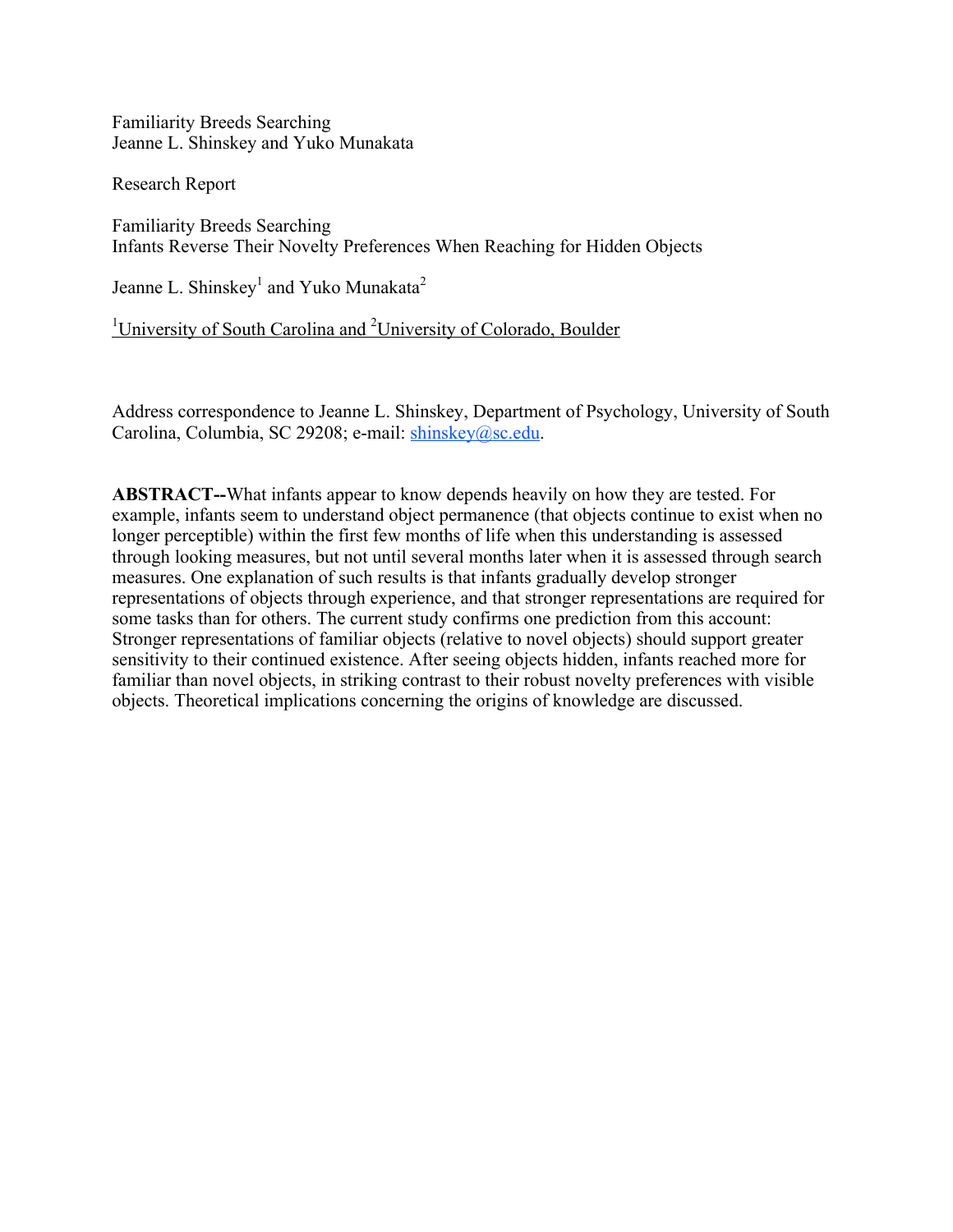Familiarity Breeds Searching
Jeanne L. Shinskey and Yuko Munakata

Research Report

# Familiarity Breeds Searching
## Infants Reverse Their Novelty Preferences When Reaching for Hidden Objects

Jeanne L. Shinskey[1] and Yuko Munakata[2]

[1]University of South Carolina and [2]University of Colorado, Boulder

Address correspondence to Jeanne L. Shinskey, Department of Psychology, University of South Carolina, Columbia, SC 29208; e-mail: shinskey@sc.edu.

**ABSTRACT--**What infants appear to know depends heavily on how they are tested. For example, infants seem to understand object permanence (that objects continue to exist when no longer perceptible) within the first few months of life when this understanding is assessed through looking measures, but not until several months later when it is assessed through search measures. One explanation of such results is that infants gradually develop stronger representations of objects through experience, and that stronger representations are required for some tasks than for others. The current study confirms one prediction from this account: Stronger representations of familiar objects (relative to novel objects) should support greater sensitivity to their continued existence. After seeing objects hidden, infants reached more for familiar than novel objects, in striking contrast to their robust novelty preferences with visible objects. Theoretical implications concerning the origins of knowledge are discussed.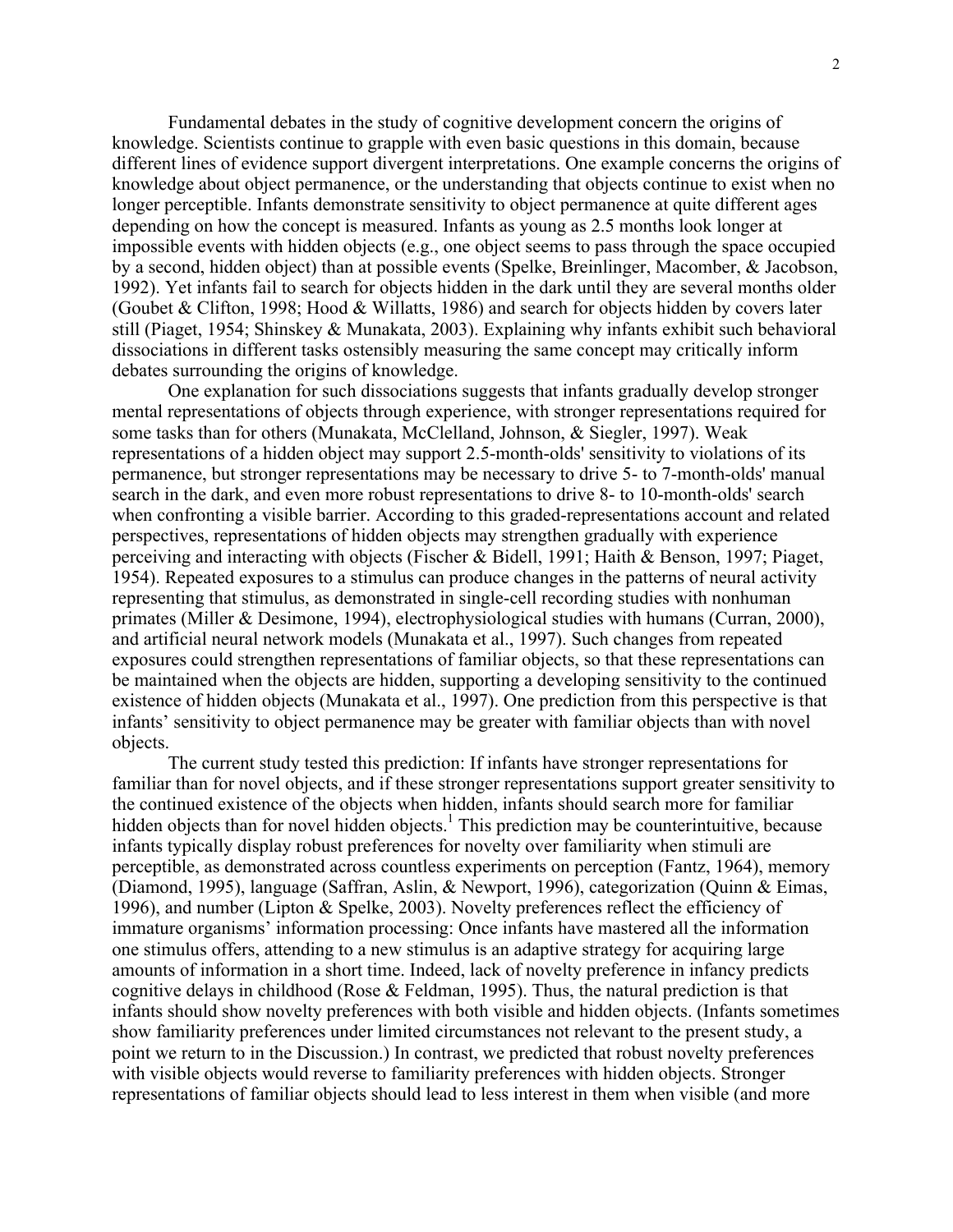Fundamental debates in the study of cognitive development concern the origins of knowledge. Scientists continue to grapple with even basic questions in this domain, because different lines of evidence support divergent interpretations. One example concerns the origins of knowledge about object permanence, or the understanding that objects continue to exist when no longer perceptible. Infants demonstrate sensitivity to object permanence at quite different ages depending on how the concept is measured. Infants as young as 2.5 months look longer at impossible events with hidden objects (e.g., one object seems to pass through the space occupied by a second, hidden object) than at possible events (Spelke, Breinlinger, Macomber, & Jacobson, 1992). Yet infants fail to search for objects hidden in the dark until they are several months older (Goubet & Clifton, 1998; Hood & Willatts, 1986) and search for objects hidden by covers later still (Piaget, 1954; Shinskey & Munakata, 2003). Explaining why infants exhibit such behavioral dissociations in different tasks ostensibly measuring the same concept may critically inform debates surrounding the origins of knowledge.

One explanation for such dissociations suggests that infants gradually develop stronger mental representations of objects through experience, with stronger representations required for some tasks than for others (Munakata, McClelland, Johnson, & Siegler, 1997). Weak representations of a hidden object may support 2.5-month-olds' sensitivity to violations of its permanence, but stronger representations may be necessary to drive 5- to 7-month-olds' manual search in the dark, and even more robust representations to drive 8- to 10-month-olds' search when confronting a visible barrier. According to this graded-representations account and related perspectives, representations of hidden objects may strengthen gradually with experience perceiving and interacting with objects (Fischer & Bidell, 1991; Haith & Benson, 1997; Piaget, 1954). Repeated exposures to a stimulus can produce changes in the patterns of neural activity representing that stimulus, as demonstrated in single-cell recording studies with nonhuman primates (Miller & Desimone, 1994), electrophysiological studies with humans (Curran, 2000), and artificial neural network models (Munakata et al., 1997). Such changes from repeated exposures could strengthen representations of familiar objects, so that these representations can be maintained when the objects are hidden, supporting a developing sensitivity to the continued existence of hidden objects (Munakata et al., 1997). One prediction from this perspective is that infants' sensitivity to object permanence may be greater with familiar objects than with novel objects.

The current study tested this prediction: If infants have stronger representations for familiar than for novel objects, and if these stronger representations support greater sensitivity to the continued existence of the objects when hidden, infants should search more for familiar hidden objects than for novel hidden objects.[1] This prediction may be counterintuitive, because infants typically display robust preferences for novelty over familiarity when stimuli are perceptible, as demonstrated across countless experiments on perception (Fantz, 1964), memory (Diamond, 1995), language (Saffran, Aslin, & Newport, 1996), categorization (Quinn & Eimas, 1996), and number (Lipton & Spelke, 2003). Novelty preferences reflect the efficiency of immature organisms' information processing: Once infants have mastered all the information one stimulus offers, attending to a new stimulus is an adaptive strategy for acquiring large amounts of information in a short time. Indeed, lack of novelty preference in infancy predicts cognitive delays in childhood (Rose & Feldman, 1995). Thus, the natural prediction is that infants should show novelty preferences with both visible and hidden objects. (Infants sometimes show familiarity preferences under limited circumstances not relevant to the present study, a point we return to in the Discussion.) In contrast, we predicted that robust novelty preferences with visible objects would reverse to familiarity preferences with hidden objects. Stronger representations of familiar objects should lead to less interest in them when visible (and more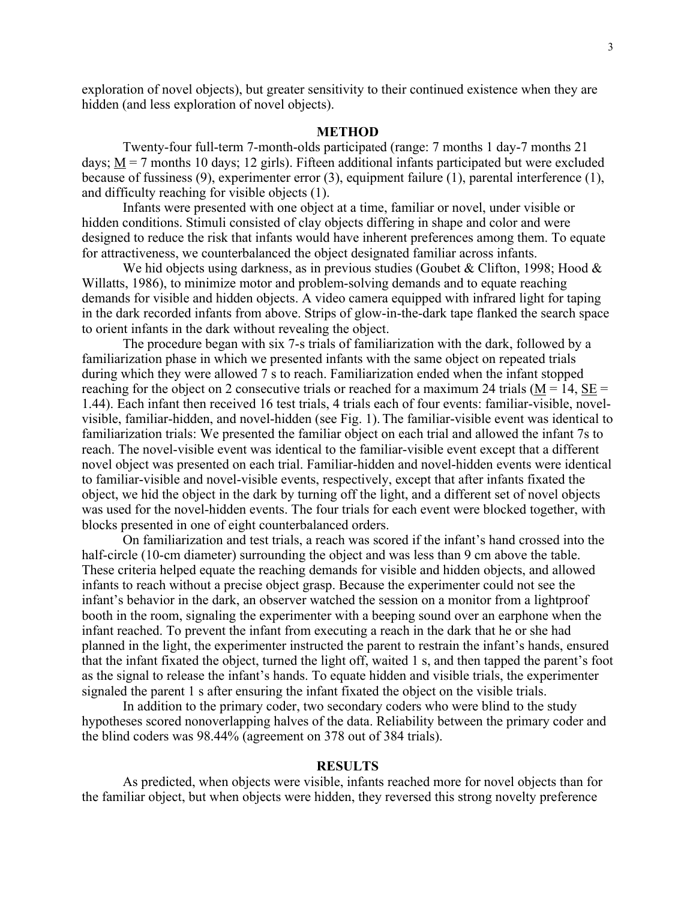exploration of novel objects), but greater sensitivity to their continued existence when they are hidden (and less exploration of novel objects).

## METHOD

Twenty-four full-term 7-month-olds participated (range: 7 months 1 day-7 months 21 days; M = 7 months 10 days; 12 girls). Fifteen additional infants participated but were excluded because of fussiness (9), experimenter error (3), equipment failure (1), parental interference (1), and difficulty reaching for visible objects (1).

Infants were presented with one object at a time, familiar or novel, under visible or hidden conditions. Stimuli consisted of clay objects differing in shape and color and were designed to reduce the risk that infants would have inherent preferences among them. To equate for attractiveness, we counterbalanced the object designated familiar across infants.

We hid objects using darkness, as in previous studies (Goubet & Clifton, 1998; Hood & Willatts, 1986), to minimize motor and problem-solving demands and to equate reaching demands for visible and hidden objects. A video camera equipped with infrared light for taping in the dark recorded infants from above. Strips of glow-in-the-dark tape flanked the search space to orient infants in the dark without revealing the object.

The procedure began with six 7-s trials of familiarization with the dark, followed by a familiarization phase in which we presented infants with the same object on repeated trials during which they were allowed 7 s to reach. Familiarization ended when the infant stopped reaching for the object on 2 consecutive trials or reached for a maximum 24 trials (M = 14, SE = 1.44). Each infant then received 16 test trials, 4 trials each of four events: familiar-visible, novel-visible, familiar-hidden, and novel-hidden (see Fig. 1). The familiar-visible event was identical to familiarization trials: We presented the familiar object on each trial and allowed the infant 7s to reach. The novel-visible event was identical to the familiar-visible event except that a different novel object was presented on each trial. Familiar-hidden and novel-hidden events were identical to familiar-visible and novel-visible events, respectively, except that after infants fixated the object, we hid the object in the dark by turning off the light, and a different set of novel objects was used for the novel-hidden events. The four trials for each event were blocked together, with blocks presented in one of eight counterbalanced orders.

On familiarization and test trials, a reach was scored if the infant's hand crossed into the half-circle (10-cm diameter) surrounding the object and was less than 9 cm above the table. These criteria helped equate the reaching demands for visible and hidden objects, and allowed infants to reach without a precise object grasp. Because the experimenter could not see the infant's behavior in the dark, an observer watched the session on a monitor from a lightproof booth in the room, signaling the experimenter with a beeping sound over an earphone when the infant reached. To prevent the infant from executing a reach in the dark that he or she had planned in the light, the experimenter instructed the parent to restrain the infant's hands, ensured that the infant fixated the object, turned the light off, waited 1 s, and then tapped the parent's foot as the signal to release the infant's hands. To equate hidden and visible trials, the experimenter signaled the parent 1 s after ensuring the infant fixated the object on the visible trials.

In addition to the primary coder, two secondary coders who were blind to the study hypotheses scored nonoverlapping halves of the data. Reliability between the primary coder and the blind coders was 98.44% (agreement on 378 out of 384 trials).

## RESULTS

As predicted, when objects were visible, infants reached more for novel objects than for the familiar object, but when objects were hidden, they reversed this strong novelty preference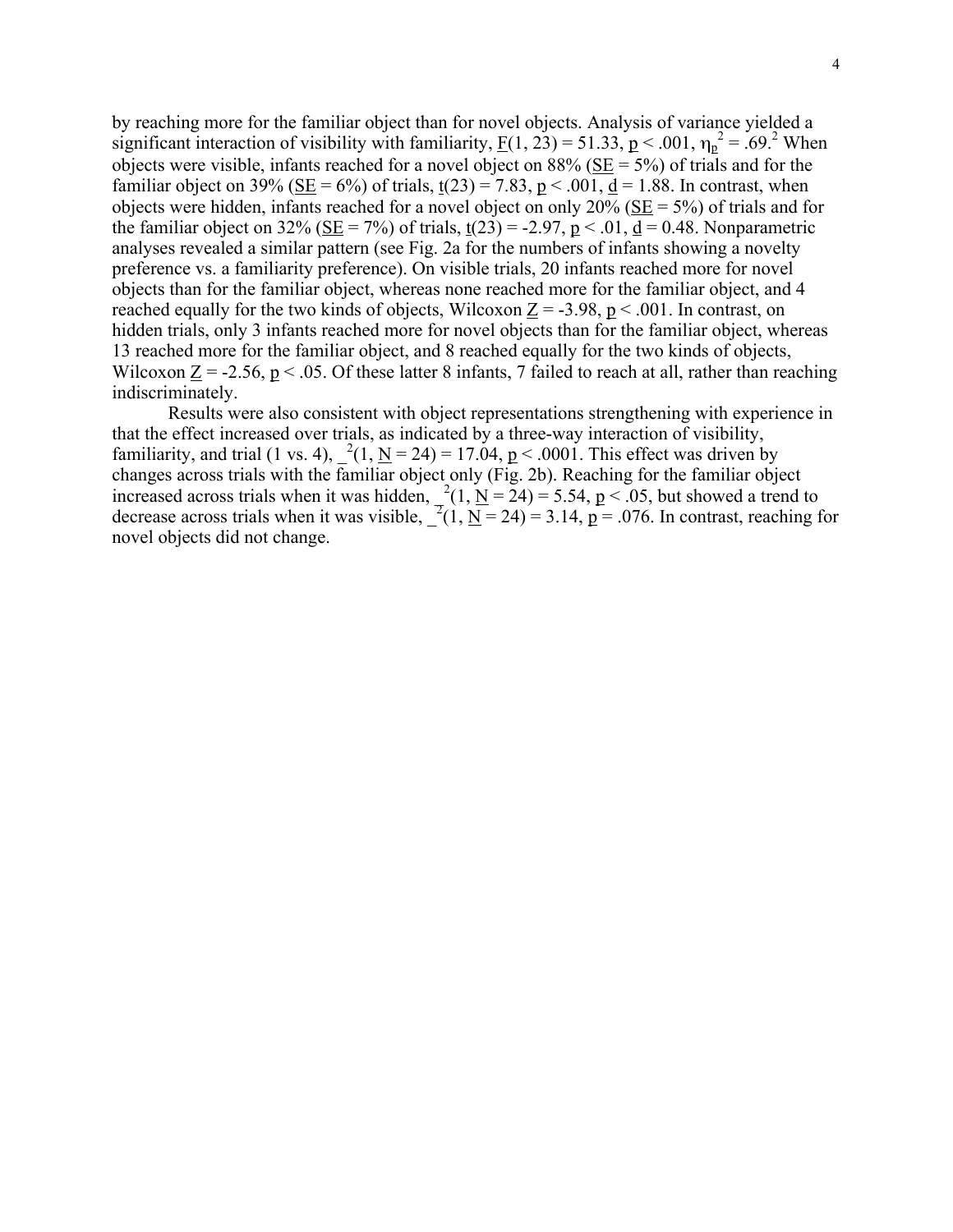by reaching more for the familiar object than for novel objects. Analysis of variance yielded a significant interaction of visibility with familiarity, $F(1, 23) = 51.33$, $p < .001$, $\eta_p^2 = .69$.[2] When objects were visible, infants reached for a novel object on 88% ($SE$ = 5%) of trials and for the familiar object on 39% ($SE$ = 6%) of trials, $t(23) = 7.83$, $p < .001$, $d = 1.88$. In contrast, when objects were hidden, infants reached for a novel object on only 20% ($SE$ = 5%) of trials and for the familiar object on 32% ($SE$ = 7%) of trials, $t(23) = -2.97$, $p < .01$, $d = 0.48$. Nonparametric analyses revealed a similar pattern (see Fig. 2a for the numbers of infants showing a novelty preference vs. a familiarity preference). On visible trials, 20 infants reached more for novel objects than for the familiar object, whereas none reached more for the familiar object, and 4 reached equally for the two kinds of objects, Wilcoxon $Z = -3.98$, $p < .001$. In contrast, on hidden trials, only 3 infants reached more for novel objects than for the familiar object, whereas 13 reached more for the familiar object, and 8 reached equally for the two kinds of objects, Wilcoxon $Z = -2.56$, $p < .05$. Of these latter 8 infants, 7 failed to reach at all, rather than reaching indiscriminately.

Results were also consistent with object representations strengthening with experience in that the effect increased over trials, as indicated by a three-way interaction of visibility, familiarity, and trial (1 vs. 4), $\_^2(1, N = 24) = 17.04$, $p < .0001$. This effect was driven by changes across trials with the familiar object only (Fig. 2b). Reaching for the familiar object increased across trials when it was hidden, $\_^2(1, N = 24) = 5.54$, $p < .05$, but showed a trend to decrease across trials when it was visible, $\_^2(1, N = 24) = 3.14$, $p = .076$. In contrast, reaching for novel objects did not change.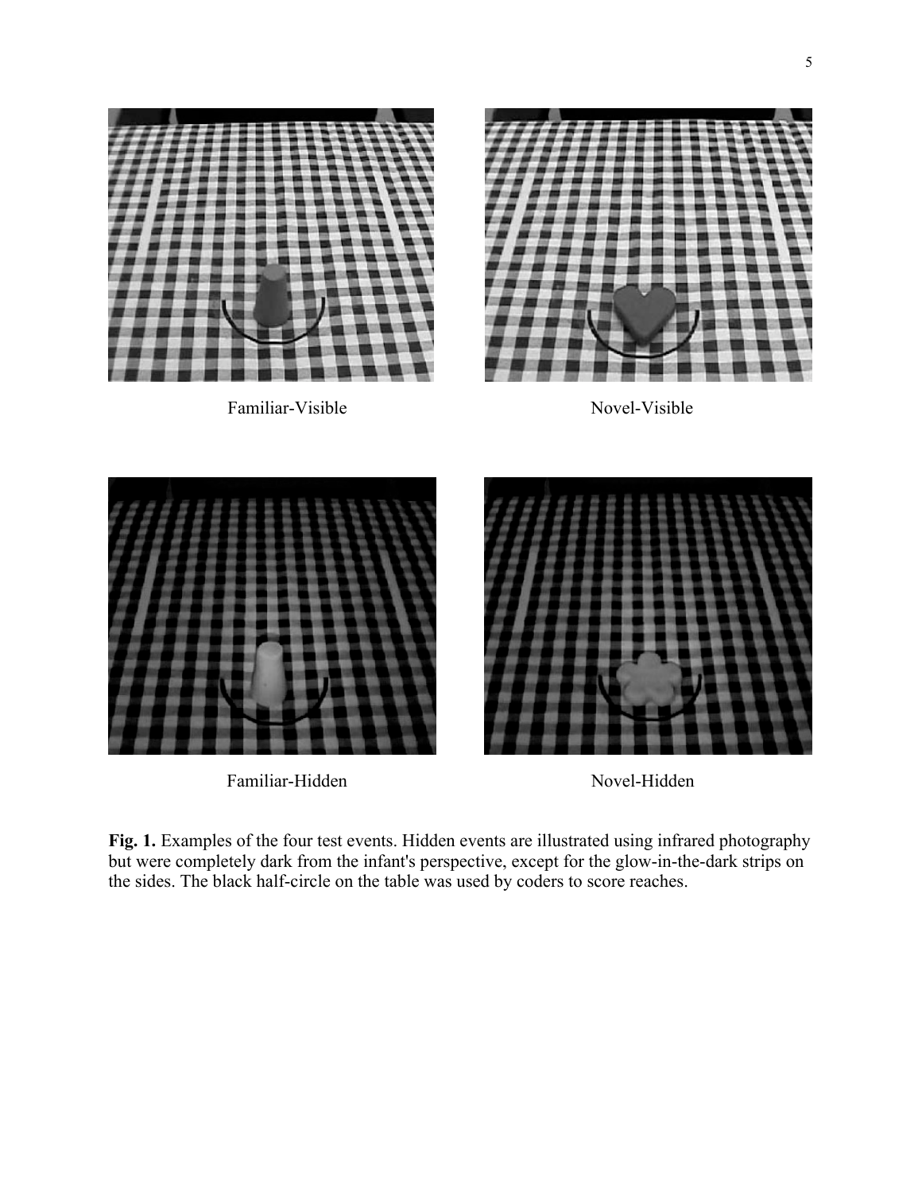Familiar-Visible

Novel-Visible

Familiar-Hidden

Novel-Hidden

**Fig. 1.** Examples of the four test events. Hidden events are illustrated using infrared photography but were completely dark from the infant's perspective, except for the glow-in-the-dark strips on the sides. The black half-circle on the table was used by coders to score reaches.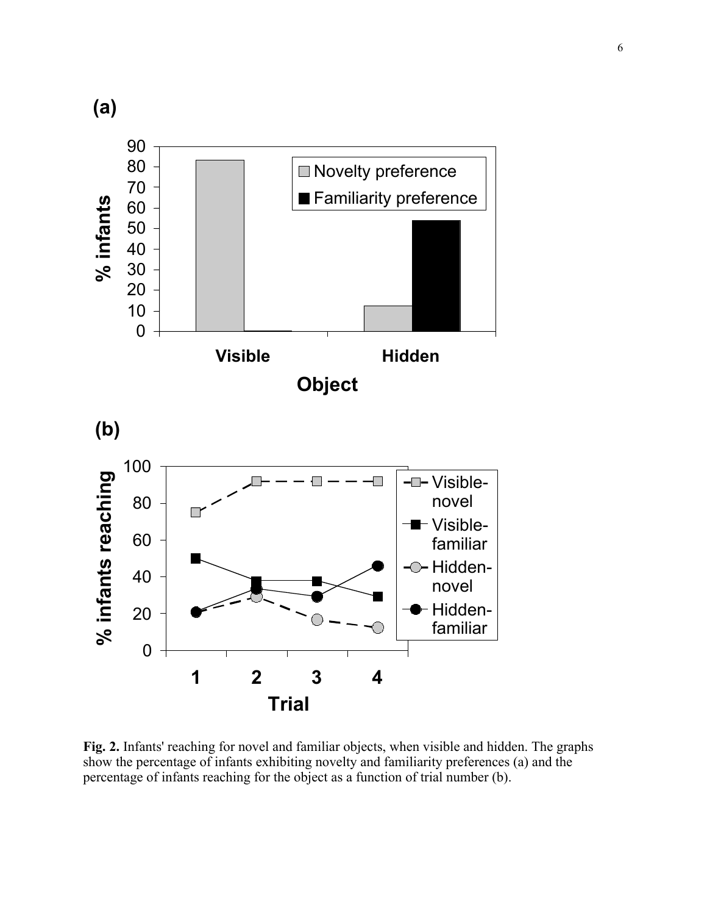**Fig. 2.** Infants' reaching for novel and familiar objects, when visible and hidden. The graphs show the percentage of infants exhibiting novelty and familiarity preferences (a) and the percentage of infants reaching for the object as a function of trial number (b).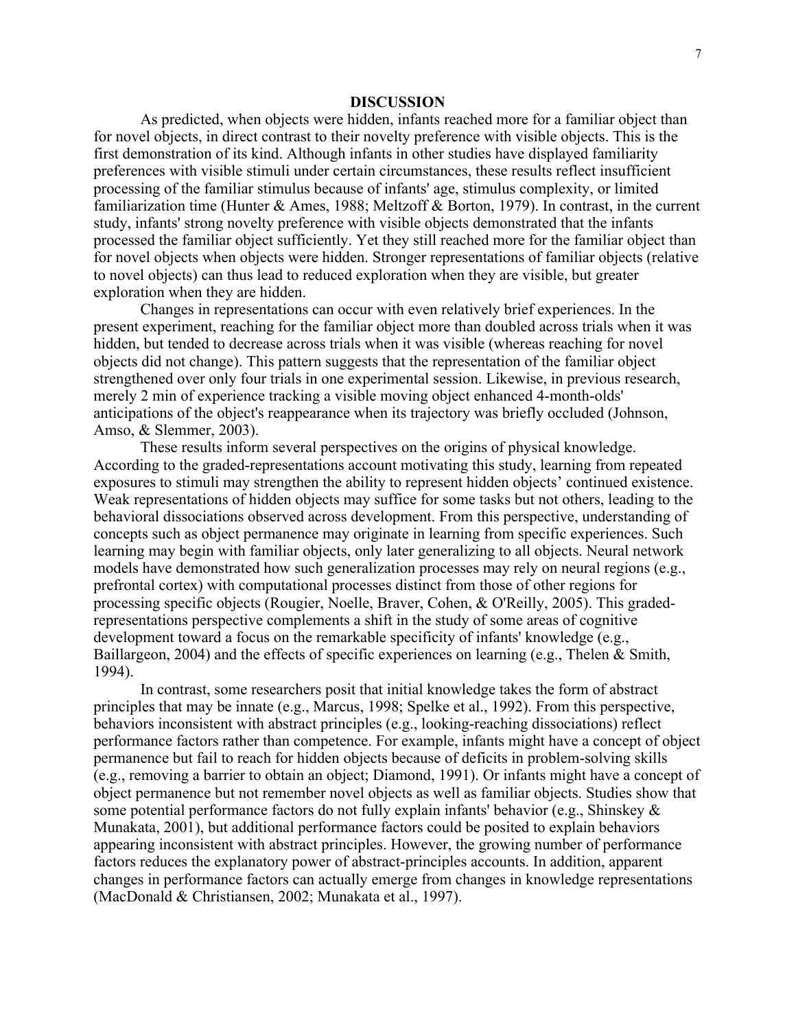## DISCUSSION

As predicted, when objects were hidden, infants reached more for a familiar object than for novel objects, in direct contrast to their novelty preference with visible objects. This is the first demonstration of its kind. Although infants in other studies have displayed familiarity preferences with visible stimuli under certain circumstances, these results reflect insufficient processing of the familiar stimulus because of infants' age, stimulus complexity, or limited familiarization time (Hunter & Ames, 1988; Meltzoff & Borton, 1979). In contrast, in the current study, infants' strong novelty preference with visible objects demonstrated that the infants processed the familiar object sufficiently. Yet they still reached more for the familiar object than for novel objects when objects were hidden. Stronger representations of familiar objects (relative to novel objects) can thus lead to reduced exploration when they are visible, but greater exploration when they are hidden.

Changes in representations can occur with even relatively brief experiences. In the present experiment, reaching for the familiar object more than doubled across trials when it was hidden, but tended to decrease across trials when it was visible (whereas reaching for novel objects did not change). This pattern suggests that the representation of the familiar object strengthened over only four trials in one experimental session. Likewise, in previous research, merely 2 min of experience tracking a visible moving object enhanced 4-month-olds' anticipations of the object's reappearance when its trajectory was briefly occluded (Johnson, Amso, & Slemmer, 2003).

These results inform several perspectives on the origins of physical knowledge. According to the graded-representations account motivating this study, learning from repeated exposures to stimuli may strengthen the ability to represent hidden objects' continued existence. Weak representations of hidden objects may suffice for some tasks but not others, leading to the behavioral dissociations observed across development. From this perspective, understanding of concepts such as object permanence may originate in learning from specific experiences. Such learning may begin with familiar objects, only later generalizing to all objects. Neural network models have demonstrated how such generalization processes may rely on neural regions (e.g., prefrontal cortex) with computational processes distinct from those of other regions for processing specific objects (Rougier, Noelle, Braver, Cohen, & O'Reilly, 2005). This graded-representations perspective complements a shift in the study of some areas of cognitive development toward a focus on the remarkable specificity of infants' knowledge (e.g., Baillargeon, 2004) and the effects of specific experiences on learning (e.g., Thelen & Smith, 1994).

In contrast, some researchers posit that initial knowledge takes the form of abstract principles that may be innate (e.g., Marcus, 1998; Spelke et al., 1992). From this perspective, behaviors inconsistent with abstract principles (e.g., looking-reaching dissociations) reflect performance factors rather than competence. For example, infants might have a concept of object permanence but fail to reach for hidden objects because of deficits in problem-solving skills (e.g., removing a barrier to obtain an object; Diamond, 1991). Or infants might have a concept of object permanence but not remember novel objects as well as familiar objects. Studies show that some potential performance factors do not fully explain infants' behavior (e.g., Shinskey & Munakata, 2001), but additional performance factors could be posited to explain behaviors appearing inconsistent with abstract principles. However, the growing number of performance factors reduces the explanatory power of abstract-principles accounts. In addition, apparent changes in performance factors can actually emerge from changes in knowledge representations (MacDonald & Christiansen, 2002; Munakata et al., 1997).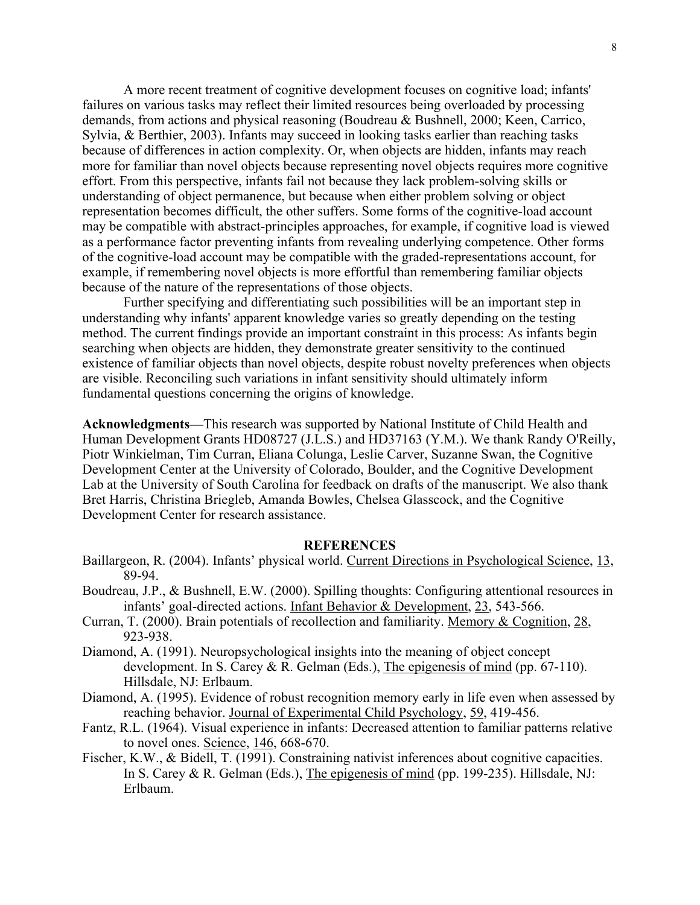A more recent treatment of cognitive development focuses on cognitive load; infants' failures on various tasks may reflect their limited resources being overloaded by processing demands, from actions and physical reasoning (Boudreau & Bushnell, 2000; Keen, Carrico, Sylvia, & Berthier, 2003). Infants may succeed in looking tasks earlier than reaching tasks because of differences in action complexity. Or, when objects are hidden, infants may reach more for familiar than novel objects because representing novel objects requires more cognitive effort. From this perspective, infants fail not because they lack problem-solving skills or understanding of object permanence, but because when either problem solving or object representation becomes difficult, the other suffers. Some forms of the cognitive-load account may be compatible with abstract-principles approaches, for example, if cognitive load is viewed as a performance factor preventing infants from revealing underlying competence. Other forms of the cognitive-load account may be compatible with the graded-representations account, for example, if remembering novel objects is more effortful than remembering familiar objects because of the nature of the representations of those objects.

Further specifying and differentiating such possibilities will be an important step in understanding why infants' apparent knowledge varies so greatly depending on the testing method. The current findings provide an important constraint in this process: As infants begin searching when objects are hidden, they demonstrate greater sensitivity to the continued existence of familiar objects than novel objects, despite robust novelty preferences when objects are visible. Reconciling such variations in infant sensitivity should ultimately inform fundamental questions concerning the origins of knowledge.

**Acknowledgments—**This research was supported by National Institute of Child Health and Human Development Grants HD08727 (J.L.S.) and HD37163 (Y.M.). We thank Randy O'Reilly, Piotr Winkielman, Tim Curran, Eliana Colunga, Leslie Carver, Suzanne Swan, the Cognitive Development Center at the University of Colorado, Boulder, and the Cognitive Development Lab at the University of South Carolina for feedback on drafts of the manuscript. We also thank Bret Harris, Christina Briegleb, Amanda Bowles, Chelsea Glasscock, and the Cognitive Development Center for research assistance.

## REFERENCES

Baillargeon, R. (2004). Infants' physical world. Current Directions in Psychological Science, 13, 89-94.

Boudreau, J.P., & Bushnell, E.W. (2000). Spilling thoughts: Configuring attentional resources in infants' goal-directed actions. Infant Behavior & Development, 23, 543-566.

Curran, T. (2000). Brain potentials of recollection and familiarity. Memory & Cognition, 28, 923-938.

Diamond, A. (1991). Neuropsychological insights into the meaning of object concept development. In S. Carey & R. Gelman (Eds.), The epigenesis of mind (pp. 67-110). Hillsdale, NJ: Erlbaum.

Diamond, A. (1995). Evidence of robust recognition memory early in life even when assessed by reaching behavior. Journal of Experimental Child Psychology, 59, 419-456.

Fantz, R.L. (1964). Visual experience in infants: Decreased attention to familiar patterns relative to novel ones. Science, 146, 668-670.

Fischer, K.W., & Bidell, T. (1991). Constraining nativist inferences about cognitive capacities. In S. Carey & R. Gelman (Eds.), The epigenesis of mind (pp. 199-235). Hillsdale, NJ: Erlbaum.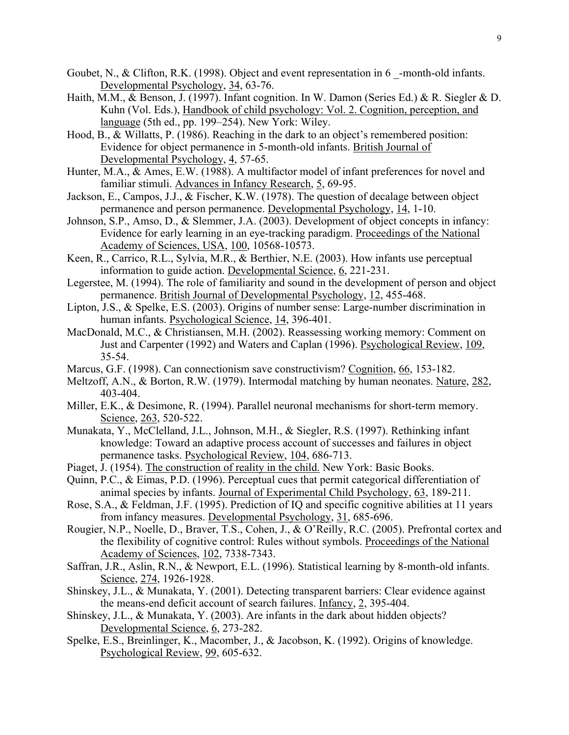Goubet, N., & Clifton, R.K. (1998). Object and event representation in 6 _-month-old infants. Developmental Psychology, 34, 63-76.

Haith, M.M., & Benson, J. (1997). Infant cognition. In W. Damon (Series Ed.) & R. Siegler & D. Kuhn (Vol. Eds.), Handbook of child psychology: Vol. 2. Cognition, perception, and language (5th ed., pp. 199–254). New York: Wiley.

Hood, B., & Willatts, P. (1986). Reaching in the dark to an object's remembered position: Evidence for object permanence in 5-month-old infants. British Journal of Developmental Psychology, 4, 57-65.

Hunter, M.A., & Ames, E.W. (1988). A multifactor model of infant preferences for novel and familiar stimuli. Advances in Infancy Research, 5, 69-95.

Jackson, E., Campos, J.J., & Fischer, K.W. (1978). The question of decalage between object permanence and person permanence. Developmental Psychology, 14, 1-10.

Johnson, S.P., Amso, D., & Slemmer, J.A. (2003). Development of object concepts in infancy: Evidence for early learning in an eye-tracking paradigm. Proceedings of the National Academy of Sciences, USA, 100, 10568-10573.

Keen, R., Carrico, R.L., Sylvia, M.R., & Berthier, N.E. (2003). How infants use perceptual information to guide action. Developmental Science, 6, 221-231.

Legerstee, M. (1994). The role of familiarity and sound in the development of person and object permanence. British Journal of Developmental Psychology, 12, 455-468.

Lipton, J.S., & Spelke, E.S. (2003). Origins of number sense: Large-number discrimination in human infants. Psychological Science, 14, 396-401.

MacDonald, M.C., & Christiansen, M.H. (2002). Reassessing working memory: Comment on Just and Carpenter (1992) and Waters and Caplan (1996). Psychological Review, 109, 35-54.

Marcus, G.F. (1998). Can connectionism save constructivism? Cognition, 66, 153-182.

Meltzoff, A.N., & Borton, R.W. (1979). Intermodal matching by human neonates. Nature, 282, 403-404.

Miller, E.K., & Desimone, R. (1994). Parallel neuronal mechanisms for short-term memory. Science, 263, 520-522.

Munakata, Y., McClelland, J.L., Johnson, M.H., & Siegler, R.S. (1997). Rethinking infant knowledge: Toward an adaptive process account of successes and failures in object permanence tasks. Psychological Review, 104, 686-713.

Piaget, J. (1954). The construction of reality in the child. New York: Basic Books.

Quinn, P.C., & Eimas, P.D. (1996). Perceptual cues that permit categorical differentiation of animal species by infants. Journal of Experimental Child Psychology, 63, 189-211.

Rose, S.A., & Feldman, J.F. (1995). Prediction of IQ and specific cognitive abilities at 11 years from infancy measures. Developmental Psychology, 31, 685-696.

Rougier, N.P., Noelle, D., Braver, T.S., Cohen, J., & O'Reilly, R.C. (2005). Prefrontal cortex and the flexibility of cognitive control: Rules without symbols. Proceedings of the National Academy of Sciences, 102, 7338-7343.

Saffran, J.R., Aslin, R.N., & Newport, E.L. (1996). Statistical learning by 8-month-old infants. Science, 274, 1926-1928.

Shinskey, J.L., & Munakata, Y. (2001). Detecting transparent barriers: Clear evidence against the means-end deficit account of search failures. Infancy, 2, 395-404.

Shinskey, J.L., & Munakata, Y. (2003). Are infants in the dark about hidden objects? Developmental Science, 6, 273-282.

Spelke, E.S., Breinlinger, K., Macomber, J., & Jacobson, K. (1992). Origins of knowledge. Psychological Review, 99, 605-632.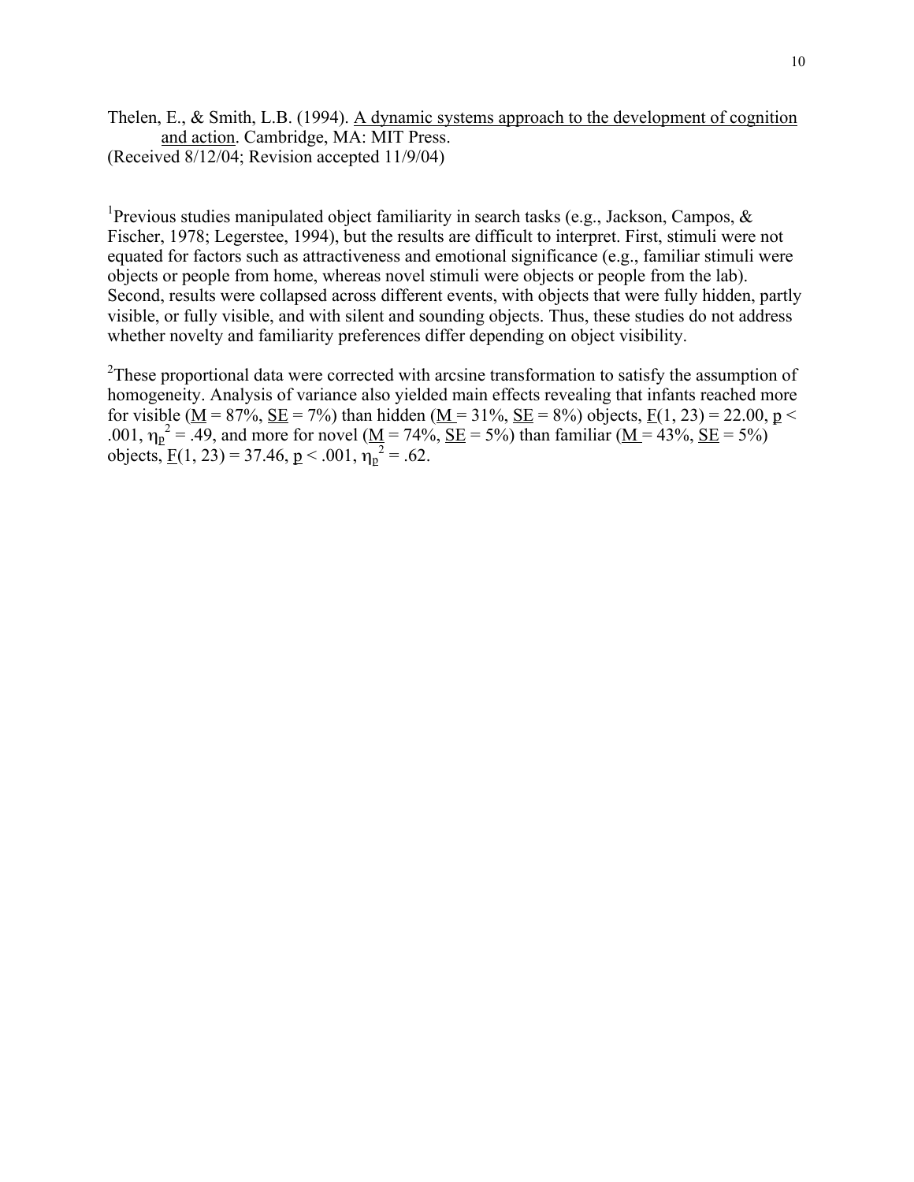Thelen, E., & Smith, L.B. (1994). A dynamic systems approach to the development of cognition and action. Cambridge, MA: MIT Press.

(Received 8/12/04; Revision accepted 11/9/04)

[1]Previous studies manipulated object familiarity in search tasks (e.g., Jackson, Campos, & Fischer, 1978; Legerstee, 1994), but the results are difficult to interpret. First, stimuli were not equated for factors such as attractiveness and emotional significance (e.g., familiar stimuli were objects or people from home, whereas novel stimuli were objects or people from the lab). Second, results were collapsed across different events, with objects that were fully hidden, partly visible, or fully visible, and with silent and sounding objects. Thus, these studies do not address whether novelty and familiarity preferences differ depending on object visibility.

[2]These proportional data were corrected with arcsine transformation to satisfy the assumption of homogeneity. Analysis of variance also yielded main effects revealing that infants reached more for visible ($M$ = 87%, $SE$ = 7%) than hidden ($M$ = 31%, $SE$ = 8%) objects, $F(1, 23) = 22.00$, $p < .001$, $\eta_p^2 = .49$, and more for novel ($M$ = 74%, $SE$ = 5%) than familiar ($M$ = 43%, $SE$ = 5%) objects, $F(1, 23) = 37.46$, $p < .001$, $\eta_p^2 = .62$.